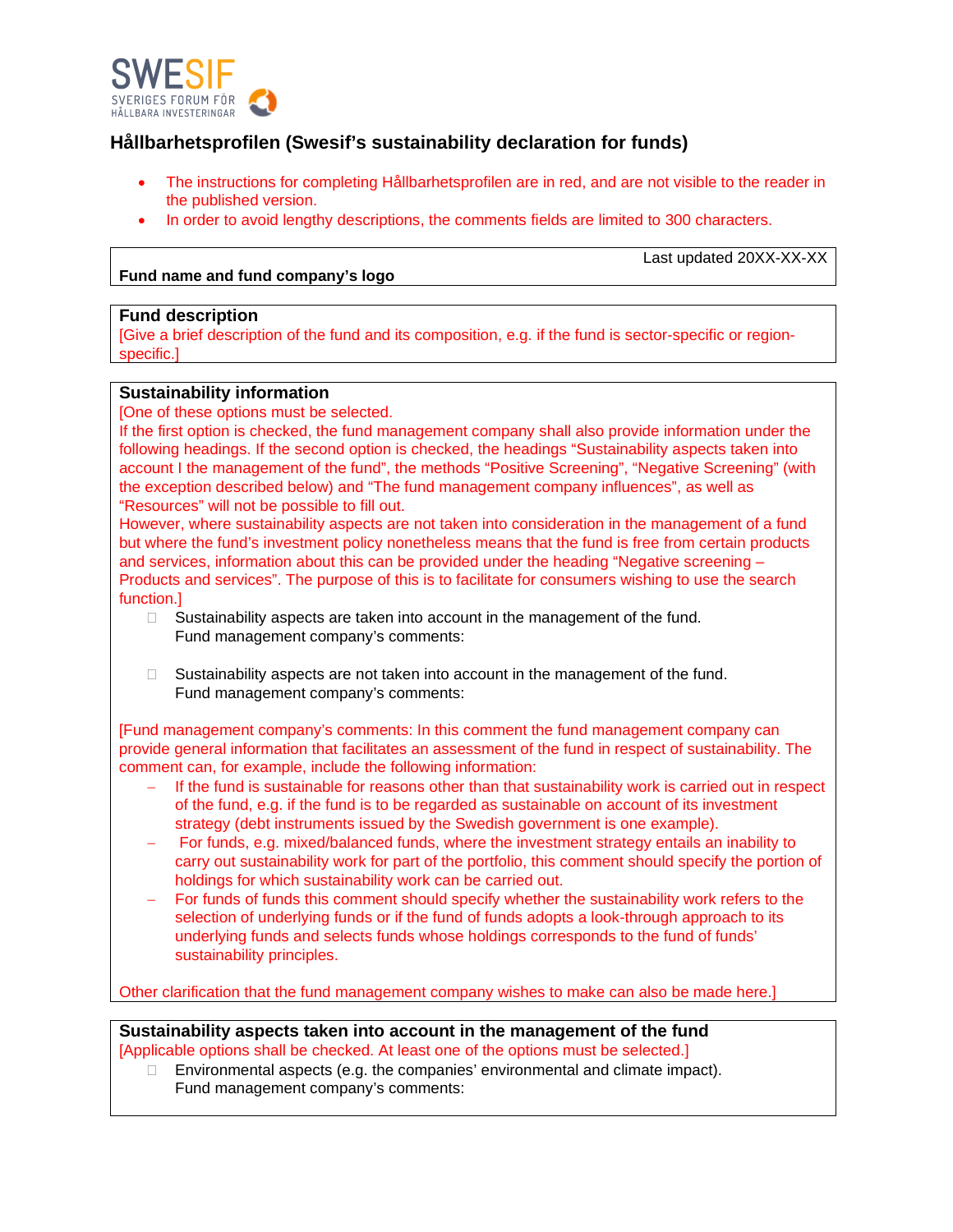SWESIF
SVERIGES FORUM FÖR HÅLLBARA INVESTERINGAR

## Hållbarhetsprofilen (Swesif's sustainability declaration for funds)

- The instructions for completing Hållbarhetsprofilen are in red, and are not visible to the reader in the published version.
- In order to avoid lengthy descriptions, the comments fields are limited to 300 characters.

Last updated 20XX-XX-XX

**Fund name and fund company's logo**

### Fund description

[Give a brief description of the fund and its composition, e.g. if the fund is sector-specific or region-specific.]

### Sustainability information

[One of these options must be selected.
If the first option is checked, the fund management company shall also provide information under the following headings. If the second option is checked, the headings "Sustainability aspects taken into account I the management of the fund", the methods "Positive Screening", "Negative Screening" (with the exception described below) and "The fund management company influences", as well as "Resources" will not be possible to fill out.
However, where sustainability aspects are not taken into consideration in the management of a fund but where the fund's investment policy nonetheless means that the fund is free from certain products and services, information about this can be provided under the heading "Negative screening – Products and services". The purpose of this is to facilitate for consumers wishing to use the search function.]

- ☐ Sustainability aspects are taken into account in the management of the fund.
  Fund management company's comments:

- ☐ Sustainability aspects are not taken into account in the management of the fund.
  Fund management company's comments:

[Fund management company's comments: In this comment the fund management company can provide general information that facilitates an assessment of the fund in respect of sustainability. The comment can, for example, include the following information:

- If the fund is sustainable for reasons other than that sustainability work is carried out in respect of the fund, e.g. if the fund is to be regarded as sustainable on account of its investment strategy (debt instruments issued by the Swedish government is one example).
- For funds, e.g. mixed/balanced funds, where the investment strategy entails an inability to carry out sustainability work for part of the portfolio, this comment should specify the portion of holdings for which sustainability work can be carried out.
- For funds of funds this comment should specify whether the sustainability work refers to the selection of underlying funds or if the fund of funds adopts a look-through approach to its underlying funds and selects funds whose holdings corresponds to the fund of funds' sustainability principles.

Other clarification that the fund management company wishes to make can also be made here.]

### Sustainability aspects taken into account in the management of the fund

[Applicable options shall be checked. At least one of the options must be selected.]

- ☐ Environmental aspects (e.g. the companies' environmental and climate impact).
  Fund management company's comments: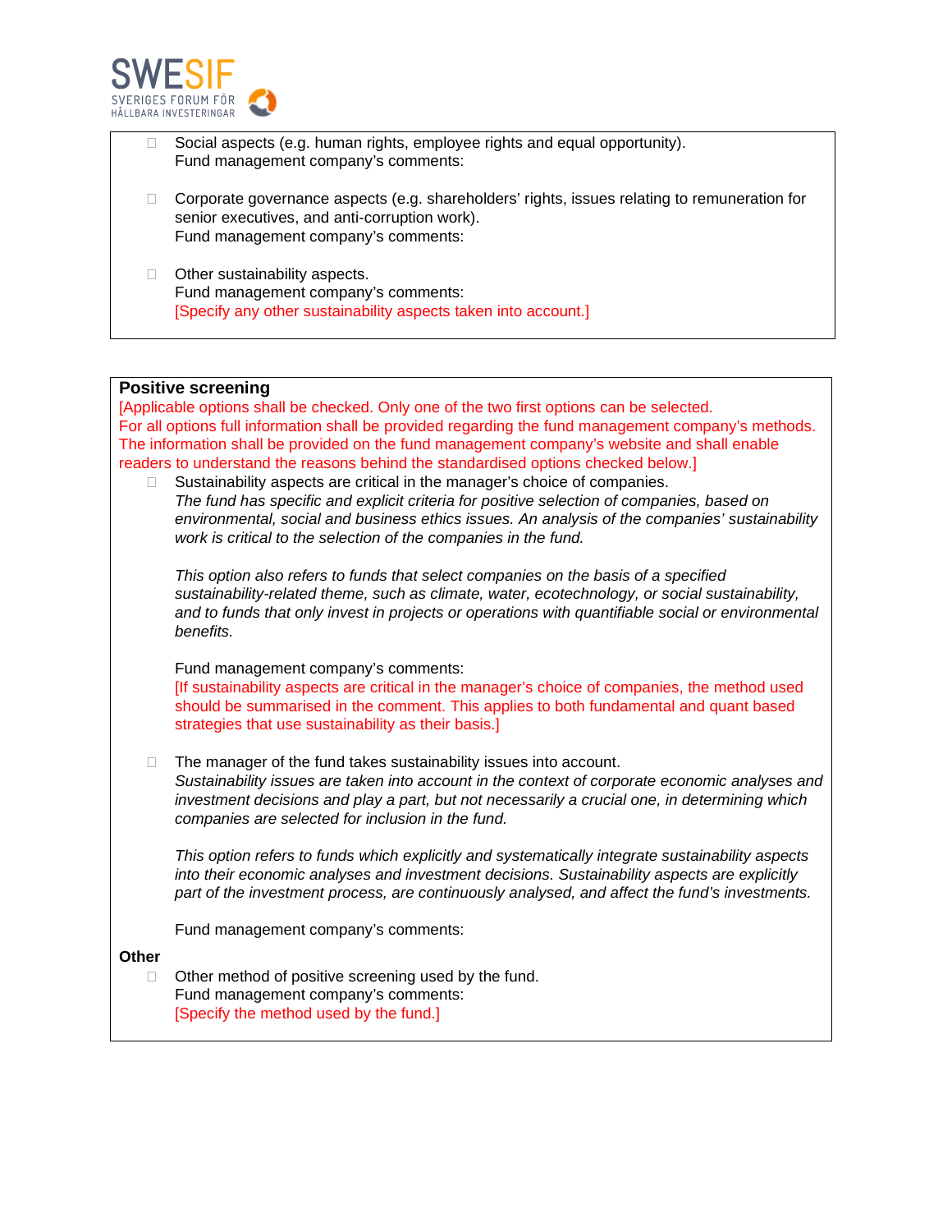- ☐ Social aspects (e.g. human rights, employee rights and equal opportunity).
  Fund management company's comments:

- ☐ Corporate governance aspects (e.g. shareholders' rights, issues relating to remuneration for senior executives, and anti-corruption work).
  Fund management company's comments:

- ☐ Other sustainability aspects.
  Fund management company's comments:
  [Specify any other sustainability aspects taken into account.]

**Positive screening**

[Applicable options shall be checked. Only one of the two first options can be selected. For all options full information shall be provided regarding the fund management company's methods. The information shall be provided on the fund management company's website and shall enable readers to understand the reasons behind the standardised options checked below.]

- ☐ Sustainability aspects are critical in the manager's choice of companies.
  *The fund has specific and explicit criteria for positive selection of companies, based on environmental, social and business ethics issues. An analysis of the companies' sustainability work is critical to the selection of the companies in the fund.*

  *This option also refers to funds that select companies on the basis of a specified sustainability-related theme, such as climate, water, ecotechnology, or social sustainability, and to funds that only invest in projects or operations with quantifiable social or environmental benefits.*

  Fund management company's comments:
  [If sustainability aspects are critical in the manager's choice of companies, the method used should be summarised in the comment. This applies to both fundamental and quant based strategies that use sustainability as their basis.]

- ☐ The manager of the fund takes sustainability issues into account.
  *Sustainability issues are taken into account in the context of corporate economic analyses and investment decisions and play a part, but not necessarily a crucial one, in determining which companies are selected for inclusion in the fund.*

  *This option refers to funds which explicitly and systematically integrate sustainability aspects into their economic analyses and investment decisions. Sustainability aspects are explicitly part of the investment process, are continuously analysed, and affect the fund's investments.*

  Fund management company's comments:

**Other**

- ☐ Other method of positive screening used by the fund.
  Fund management company's comments:
  [Specify the method used by the fund.]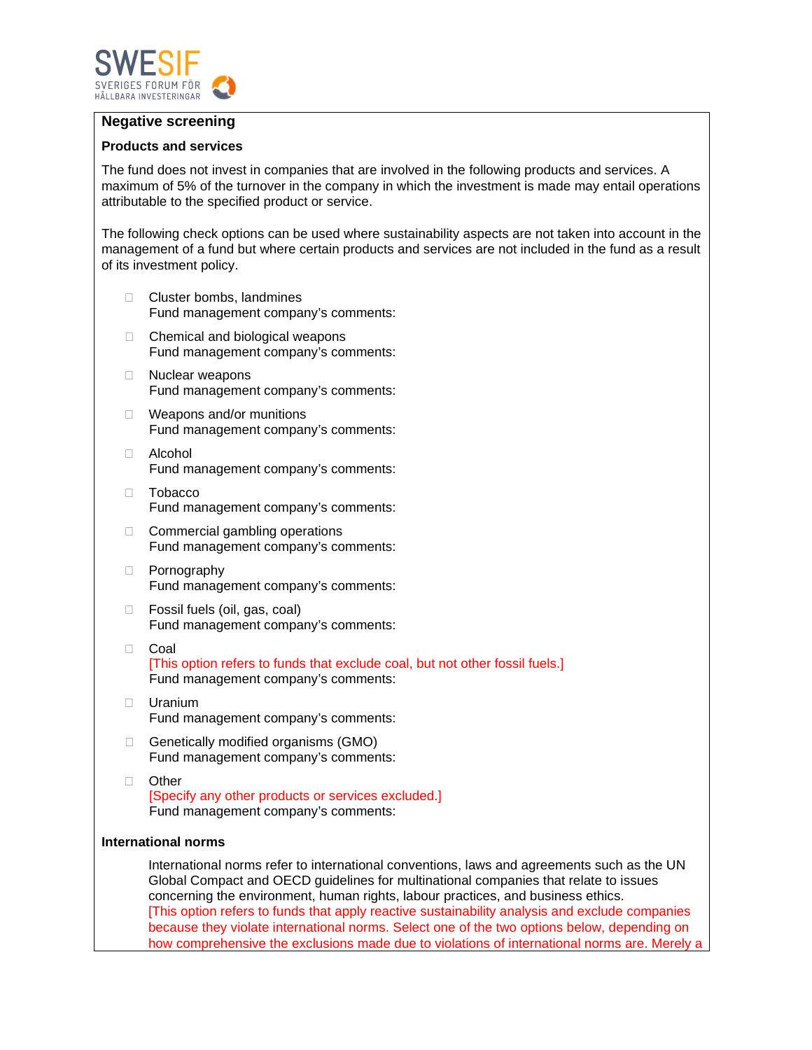## Negative screening

### Products and services

The fund does not invest in companies that are involved in the following products and services. A maximum of 5% of the turnover in the company in which the investment is made may entail operations attributable to the specified product or service.

The following check options can be used where sustainability aspects are not taken into account in the management of a fund but where certain products and services are not included in the fund as a result of its investment policy.

- ☐ Cluster bombs, landmines
  Fund management company's comments:
- ☐ Chemical and biological weapons
  Fund management company's comments:
- ☐ Nuclear weapons
  Fund management company's comments:
- ☐ Weapons and/or munitions
  Fund management company's comments:
- ☐ Alcohol
  Fund management company's comments:
- ☐ Tobacco
  Fund management company's comments:
- ☐ Commercial gambling operations
  Fund management company's comments:
- ☐ Pornography
  Fund management company's comments:
- ☐ Fossil fuels (oil, gas, coal)
  Fund management company's comments:
- ☐ Coal
  [This option refers to funds that exclude coal, but not other fossil fuels.]
  Fund management company's comments:
- ☐ Uranium
  Fund management company's comments:
- ☐ Genetically modified organisms (GMO)
  Fund management company's comments:
- ☐ Other
  [Specify any other products or services excluded.]
  Fund management company's comments:

### International norms

International norms refer to international conventions, laws and agreements such as the UN Global Compact and OECD guidelines for multinational companies that relate to issues concerning the environment, human rights, labour practices, and business ethics.
[This option refers to funds that apply reactive sustainability analysis and exclude companies because they violate international norms. Select one of the two options below, depending on how comprehensive the exclusions made due to violations of international norms are. Merely a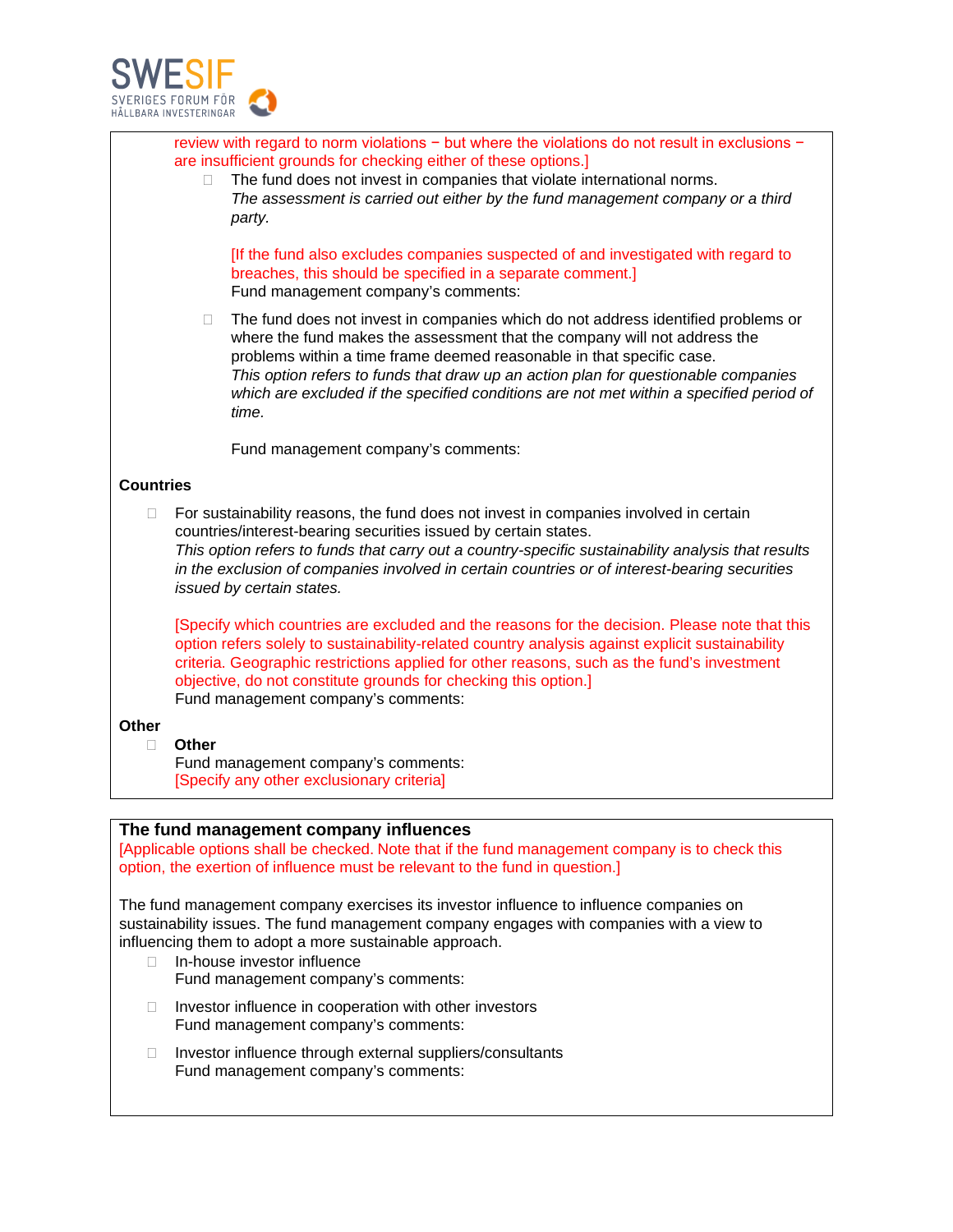review with regard to norm violations − but where the violations do not result in exclusions − are insufficient grounds for checking either of these options.]

- ☐ The fund does not invest in companies that violate international norms.
  *The assessment is carried out either by the fund management company or a third party.*

  [If the fund also excludes companies suspected of and investigated with regard to breaches, this should be specified in a separate comment.]
  Fund management company's comments:

- ☐ The fund does not invest in companies which do not address identified problems or where the fund makes the assessment that the company will not address the problems within a time frame deemed reasonable in that specific case.
  *This option refers to funds that draw up an action plan for questionable companies which are excluded if the specified conditions are not met within a specified period of time.*

  Fund management company's comments:

**Countries**

- ☐ For sustainability reasons, the fund does not invest in companies involved in certain countries/interest-bearing securities issued by certain states.
  *This option refers to funds that carry out a country-specific sustainability analysis that results in the exclusion of companies involved in certain countries or of interest-bearing securities issued by certain states.*

  [Specify which countries are excluded and the reasons for the decision. Please note that this option refers solely to sustainability-related country analysis against explicit sustainability criteria. Geographic restrictions applied for other reasons, such as the fund's investment objective, do not constitute grounds for checking this option.]
  Fund management company's comments:

**Other**

- ☐ **Other**
  Fund management company's comments:
  [Specify any other exclusionary criteria]

## The fund management company influences

[Applicable options shall be checked. Note that if the fund management company is to check this option, the exertion of influence must be relevant to the fund in question.]

The fund management company exercises its investor influence to influence companies on sustainability issues. The fund management company engages with companies with a view to influencing them to adopt a more sustainable approach.

- ☐ In-house investor influence
  Fund management company's comments:

- ☐ Investor influence in cooperation with other investors
  Fund management company's comments:

- ☐ Investor influence through external suppliers/consultants
  Fund management company's comments: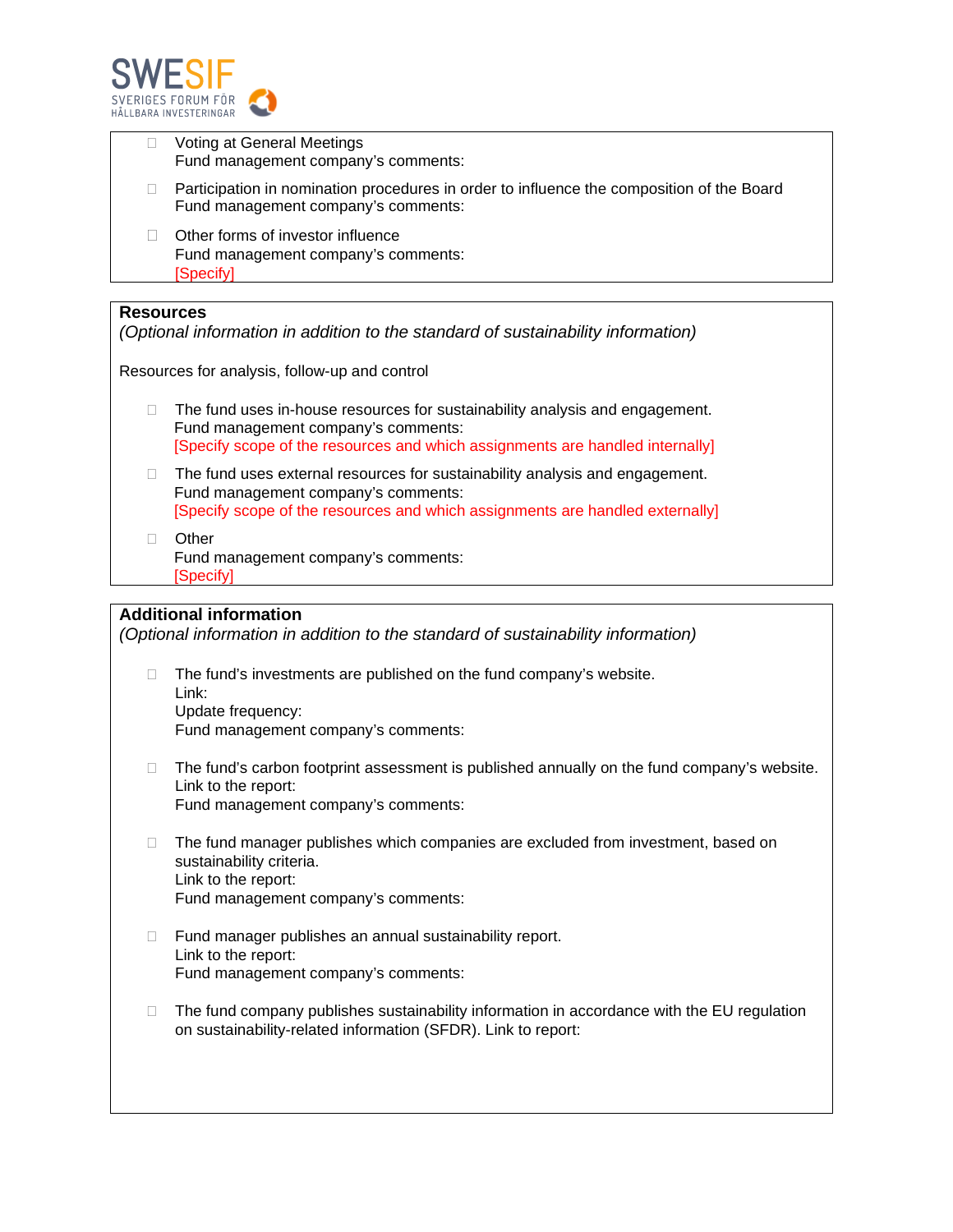- ☐ Voting at General Meetings
  Fund management company's comments:

- ☐ Participation in nomination procedures in order to influence the composition of the Board
  Fund management company's comments:

- ☐ Other forms of investor influence
  Fund management company's comments:
  [Specify]

**Resources**
*(Optional information in addition to the standard of sustainability information)*

Resources for analysis, follow-up and control

- ☐ The fund uses in-house resources for sustainability analysis and engagement.
  Fund management company's comments:
  [Specify scope of the resources and which assignments are handled internally]

- ☐ The fund uses external resources for sustainability analysis and engagement.
  Fund management company's comments:
  [Specify scope of the resources and which assignments are handled externally]

- ☐ Other
  Fund management company's comments:
  [Specify]

**Additional information**
*(Optional information in addition to the standard of sustainability information)*

- ☐ The fund's investments are published on the fund company's website.
  Link:
  Update frequency:
  Fund management company's comments:

- ☐ The fund's carbon footprint assessment is published annually on the fund company's website.
  Link to the report:
  Fund management company's comments:

- ☐ The fund manager publishes which companies are excluded from investment, based on sustainability criteria.
  Link to the report:
  Fund management company's comments:

- ☐ Fund manager publishes an annual sustainability report.
  Link to the report:
  Fund management company's comments:

- ☐ The fund company publishes sustainability information in accordance with the EU regulation on sustainability-related information (SFDR). Link to report: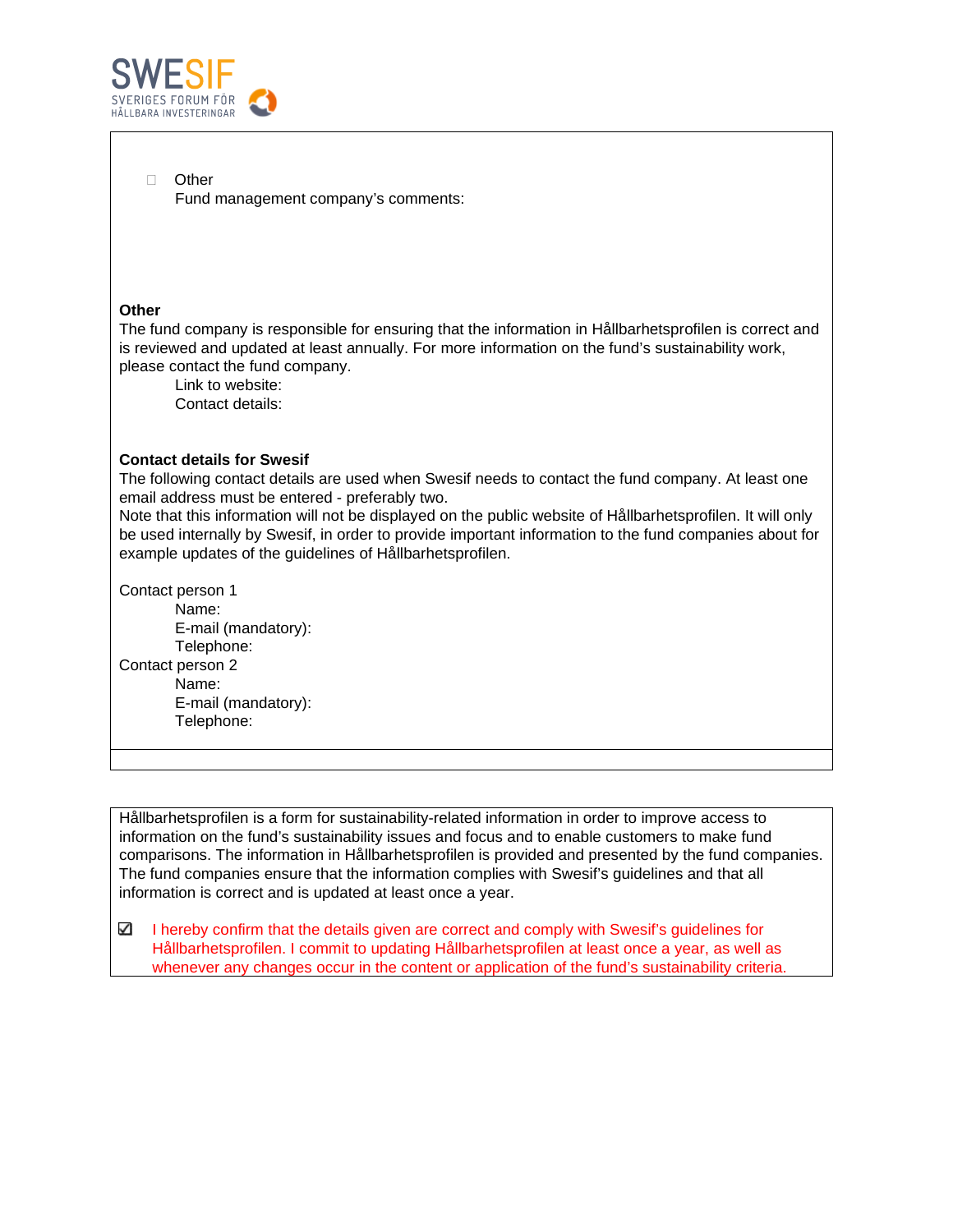☐ Other

Fund management company's comments:

**Other**

The fund company is responsible for ensuring that the information in Hållbarhetsprofilen is correct and is reviewed and updated at least annually. For more information on the fund's sustainability work, please contact the fund company.

Link to website:

Contact details:

**Contact details for Swesif**

The following contact details are used when Swesif needs to contact the fund company. At least one email address must be entered - preferably two.

Note that this information will not be displayed on the public website of Hållbarhetsprofilen. It will only be used internally by Swesif, in order to provide important information to the fund companies about for example updates of the guidelines of Hållbarhetsprofilen.

Contact person 1

Name:

E-mail (mandatory):

Telephone:

Contact person 2

Name:

E-mail (mandatory):

Telephone:

Hållbarhetsprofilen is a form for sustainability-related information in order to improve access to information on the fund's sustainability issues and focus and to enable customers to make fund comparisons. The information in Hållbarhetsprofilen is provided and presented by the fund companies. The fund companies ensure that the information complies with Swesif's guidelines and that all information is correct and is updated at least once a year.

☑ I hereby confirm that the details given are correct and comply with Swesif's guidelines for Hållbarhetsprofilen. I commit to updating Hållbarhetsprofilen at least once a year, as well as whenever any changes occur in the content or application of the fund's sustainability criteria.